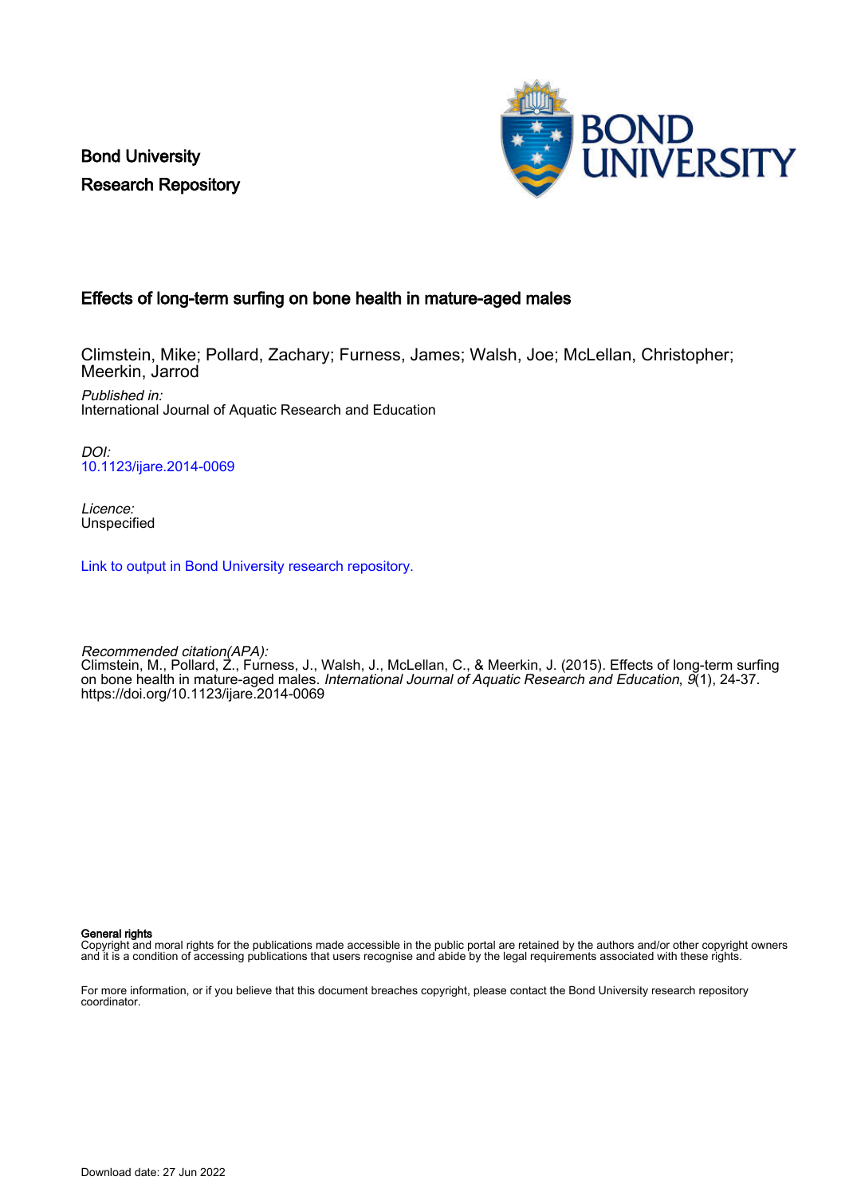Bond University
Research Repository

# Effects of long-term surfing on bone health in mature-aged males

Climstein, Mike; Pollard, Zachary; Furness, James; Walsh, Joe; McLellan, Christopher; Meerkin, Jarrod

*Published in:*
International Journal of Aquatic Research and Education

*DOI:*
10.1123/ijare.2014-0069

*Licence:*
Unspecified

Link to output in Bond University research repository.

*Recommended citation(APA):*
Climstein, M., Pollard, Z., Furness, J., Walsh, J., McLellan, C., & Meerkin, J. (2015). Effects of long-term surfing on bone health in mature-aged males. *International Journal of Aquatic Research and Education*, *9*(1), 24-37. https://doi.org/10.1123/ijare.2014-0069

**General rights**
Copyright and moral rights for the publications made accessible in the public portal are retained by the authors and/or other copyright owners and it is a condition of accessing publications that users recognise and abide by the legal requirements associated with these rights.

For more information, or if you believe that this document breaches copyright, please contact the Bond University research repository coordinator.

Download date: 27 Jun 2022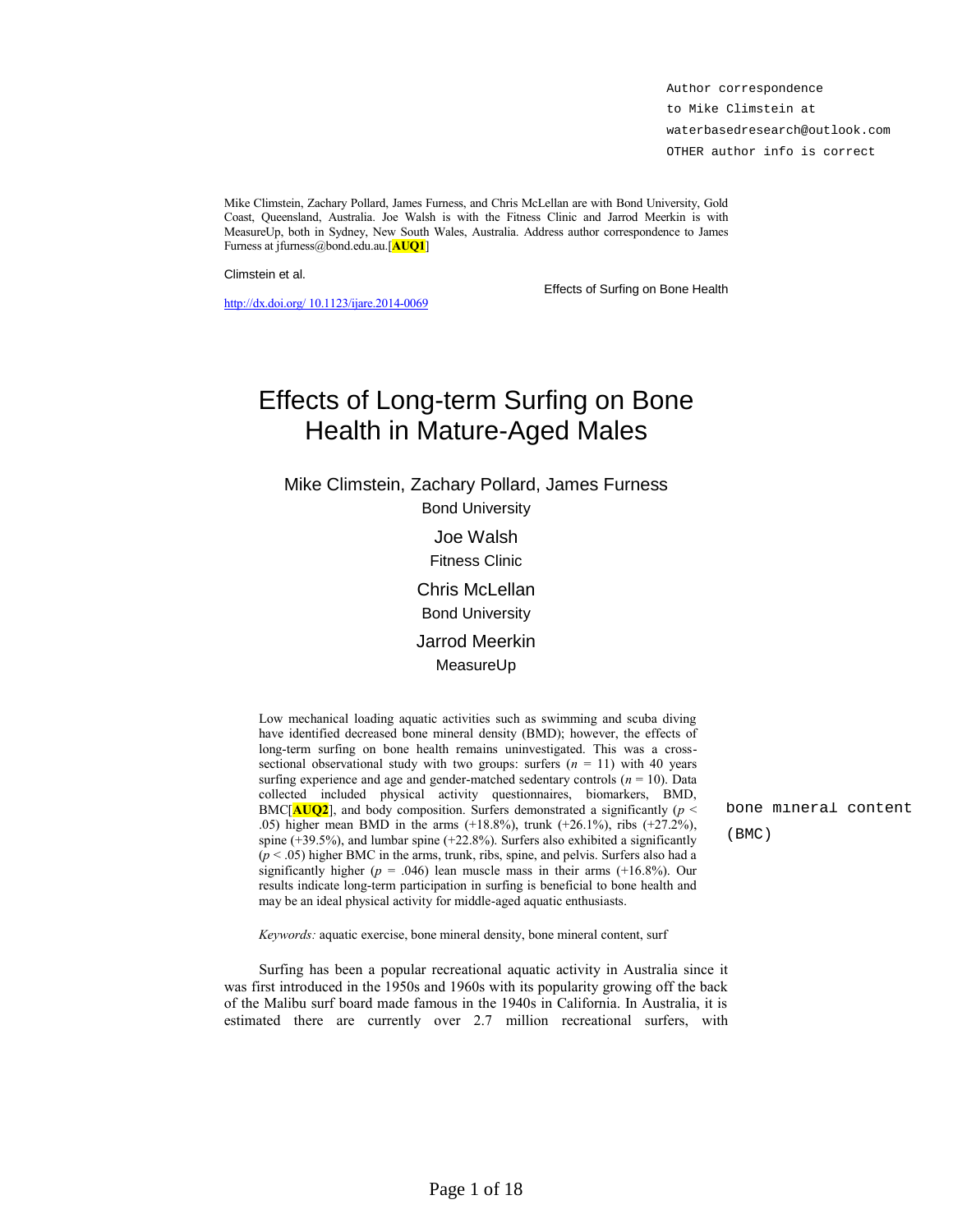Author correspondence to Mike Climstein at waterbasedresearch@outlook.com OTHER author info is correct

Mike Climstein, Zachary Pollard, James Furness, and Chris McLellan are with Bond University, Gold Coast, Queensland, Australia. Joe Walsh is with the Fitness Clinic and Jarrod Meerkin is with MeasureUp, both in Sydney, New South Wales, Australia. Address author correspondence to James Furness at jfurness@bond.edu.au.[AUQ1]

Climstein et al.

Effects of Surfing on Bone Health

http://dx.doi.org/ 10.1123/ijare.2014-0069

# Effects of Long-term Surfing on Bone Health in Mature-Aged Males

Mike Climstein, Zachary Pollard, James Furness
Bond University

Joe Walsh
Fitness Clinic

Chris McLellan
Bond University

Jarrod Meerkin
MeasureUp

Low mechanical loading aquatic activities such as swimming and scuba diving have identified decreased bone mineral density (BMD); however, the effects of long-term surfing on bone health remains uninvestigated. This was a cross-sectional observational study with two groups: surfers (*n* = 11) with 40 years surfing experience and age and gender-matched sedentary controls (*n* = 10). Data collected included physical activity questionnaires, biomarkers, BMD, BMC[AUQ2], and body composition. Surfers demonstrated a significantly ($p < .05$) higher mean BMD in the arms (+18.8%), trunk (+26.1%), ribs (+27.2%), spine (+39.5%), and lumbar spine (+22.8%). Surfers also exhibited a significantly ($p < .05$) higher BMC in the arms, trunk, ribs, spine, and pelvis. Surfers also had a significantly higher ($p = .046$) lean muscle mass in their arms (+16.8%). Our results indicate long-term participation in surfing is beneficial to bone health and may be an ideal physical activity for middle-aged aquatic enthusiasts.

bone mineral content (BMC)

*Keywords:* aquatic exercise, bone mineral density, bone mineral content, surf

Surfing has been a popular recreational aquatic activity in Australia since it was first introduced in the 1950s and 1960s with its popularity growing off the back of the Malibu surf board made famous in the 1940s in California. In Australia, it is estimated there are currently over 2.7 million recreational surfers, with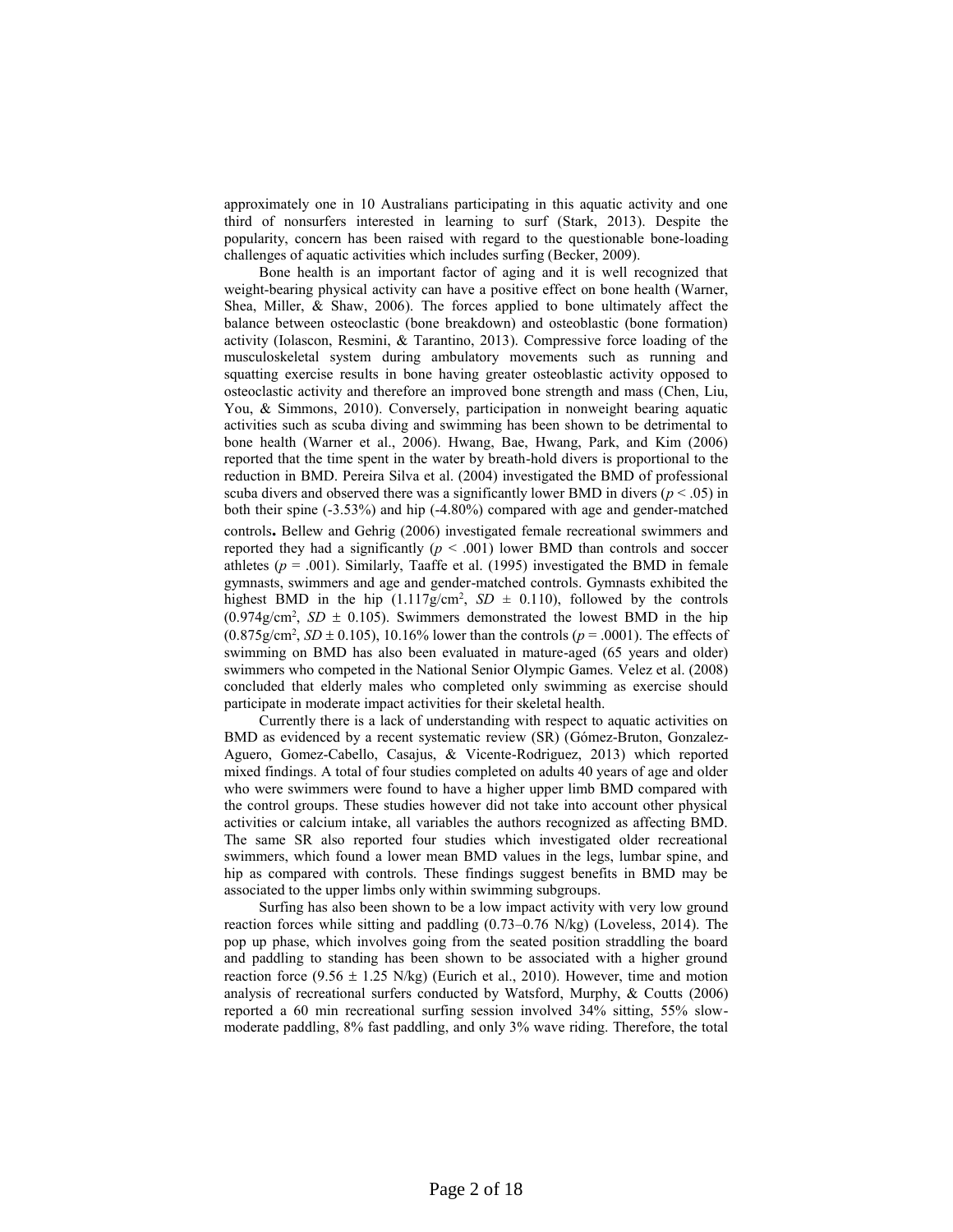approximately one in 10 Australians participating in this aquatic activity and one third of nonsurfers interested in learning to surf (Stark, 2013). Despite the popularity, concern has been raised with regard to the questionable bone-loading challenges of aquatic activities which includes surfing (Becker, 2009).

Bone health is an important factor of aging and it is well recognized that weight-bearing physical activity can have a positive effect on bone health (Warner, Shea, Miller, & Shaw, 2006). The forces applied to bone ultimately affect the balance between osteoclastic (bone breakdown) and osteoblastic (bone formation) activity (Iolascon, Resmini, & Tarantino, 2013). Compressive force loading of the musculoskeletal system during ambulatory movements such as running and squatting exercise results in bone having greater osteoblastic activity opposed to osteoclastic activity and therefore an improved bone strength and mass (Chen, Liu, You, & Simmons, 2010). Conversely, participation in nonweight bearing aquatic activities such as scuba diving and swimming has been shown to be detrimental to bone health (Warner et al., 2006). Hwang, Bae, Hwang, Park, and Kim (2006) reported that the time spent in the water by breath-hold divers is proportional to the reduction in BMD. Pereira Silva et al. (2004) investigated the BMD of professional scuba divers and observed there was a significantly lower BMD in divers ($p < .05$) in both their spine (-3.53%) and hip (-4.80%) compared with age and gender-matched controls**.** Bellew and Gehrig (2006) investigated female recreational swimmers and reported they had a significantly ($p < .001$) lower BMD than controls and soccer athletes ($p = .001$). Similarly, Taaffe et al. (1995) investigated the BMD in female gymnasts, swimmers and age and gender-matched controls. Gymnasts exhibited the highest BMD in the hip (1.117g/cm$^2$, *SD* ± 0.110), followed by the controls (0.974g/cm$^2$, *SD* ± 0.105). Swimmers demonstrated the lowest BMD in the hip (0.875g/cm$^2$, *SD* ± 0.105), 10.16% lower than the controls ($p = .0001$). The effects of swimming on BMD has also been evaluated in mature-aged (65 years and older) swimmers who competed in the National Senior Olympic Games. Velez et al. (2008) concluded that elderly males who completed only swimming as exercise should participate in moderate impact activities for their skeletal health.

Currently there is a lack of understanding with respect to aquatic activities on BMD as evidenced by a recent systematic review (SR) (Gómez-Bruton, Gonzalez-Aguero, Gomez-Cabello, Casajus, & Vicente-Rodriguez, 2013) which reported mixed findings. A total of four studies completed on adults 40 years of age and older who were swimmers were found to have a higher upper limb BMD compared with the control groups. These studies however did not take into account other physical activities or calcium intake, all variables the authors recognized as affecting BMD. The same SR also reported four studies which investigated older recreational swimmers, which found a lower mean BMD values in the legs, lumbar spine, and hip as compared with controls. These findings suggest benefits in BMD may be associated to the upper limbs only within swimming subgroups.

Surfing has also been shown to be a low impact activity with very low ground reaction forces while sitting and paddling (0.73–0.76 N/kg) (Loveless, 2014). The pop up phase, which involves going from the seated position straddling the board and paddling to standing has been shown to be associated with a higher ground reaction force (9.56 ± 1.25 N/kg) (Eurich et al., 2010). However, time and motion analysis of recreational surfers conducted by Watsford, Murphy, & Coutts (2006) reported a 60 min recreational surfing session involved 34% sitting, 55% slow-moderate paddling, 8% fast paddling, and only 3% wave riding. Therefore, the total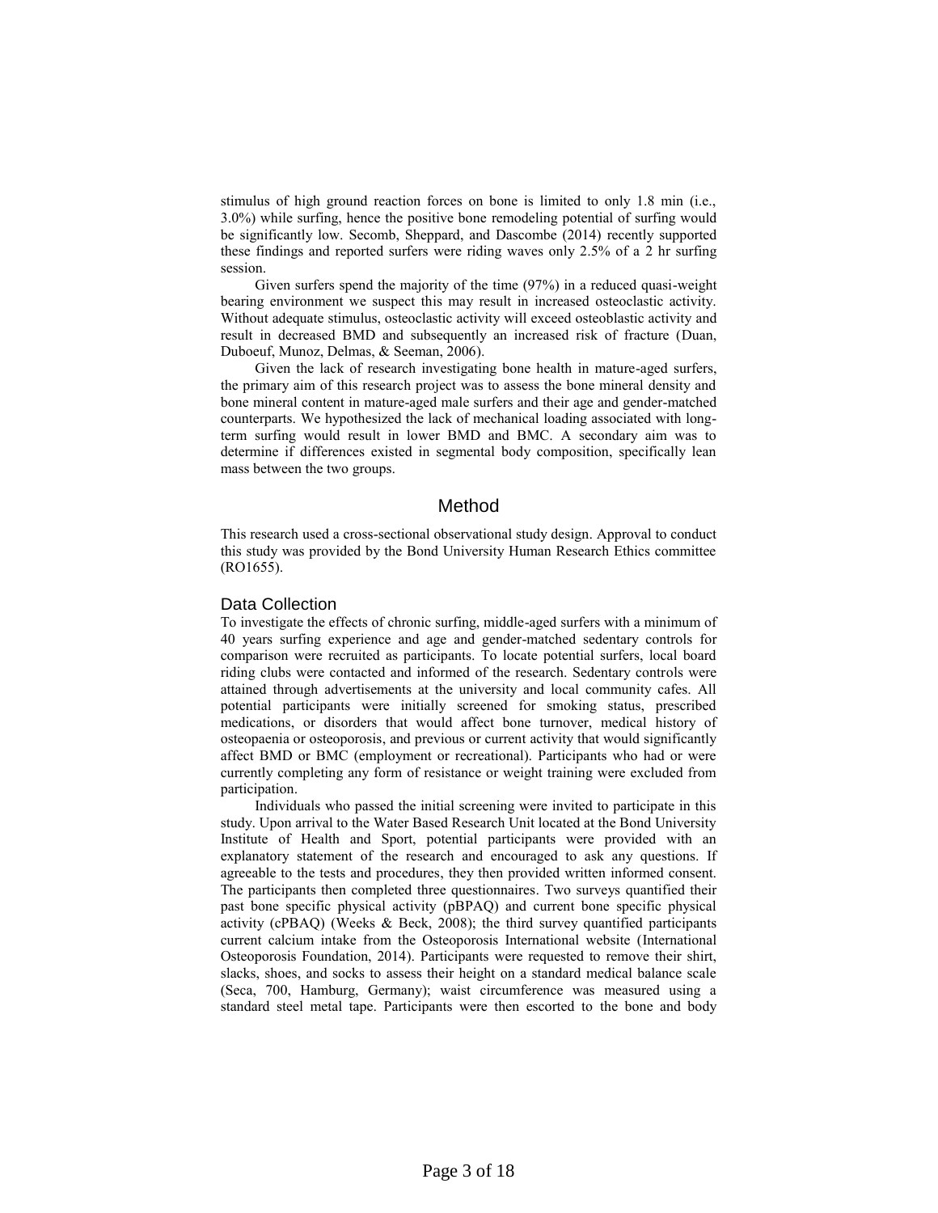stimulus of high ground reaction forces on bone is limited to only 1.8 min (i.e., 3.0%) while surfing, hence the positive bone remodeling potential of surfing would be significantly low. Secomb, Sheppard, and Dascombe (2014) recently supported these findings and reported surfers were riding waves only 2.5% of a 2 hr surfing session.

Given surfers spend the majority of the time (97%) in a reduced quasi-weight bearing environment we suspect this may result in increased osteoclastic activity. Without adequate stimulus, osteoclastic activity will exceed osteoblastic activity and result in decreased BMD and subsequently an increased risk of fracture (Duan, Duboeuf, Munoz, Delmas, & Seeman, 2006).

Given the lack of research investigating bone health in mature-aged surfers, the primary aim of this research project was to assess the bone mineral density and bone mineral content in mature-aged male surfers and their age and gender-matched counterparts. We hypothesized the lack of mechanical loading associated with long-term surfing would result in lower BMD and BMC. A secondary aim was to determine if differences existed in segmental body composition, specifically lean mass between the two groups.

## Method

This research used a cross-sectional observational study design. Approval to conduct this study was provided by the Bond University Human Research Ethics committee (RO1655).

### Data Collection

To investigate the effects of chronic surfing, middle-aged surfers with a minimum of 40 years surfing experience and age and gender-matched sedentary controls for comparison were recruited as participants. To locate potential surfers, local board riding clubs were contacted and informed of the research. Sedentary controls were attained through advertisements at the university and local community cafes. All potential participants were initially screened for smoking status, prescribed medications, or disorders that would affect bone turnover, medical history of osteopaenia or osteoporosis, and previous or current activity that would significantly affect BMD or BMC (employment or recreational). Participants who had or were currently completing any form of resistance or weight training were excluded from participation.

Individuals who passed the initial screening were invited to participate in this study. Upon arrival to the Water Based Research Unit located at the Bond University Institute of Health and Sport, potential participants were provided with an explanatory statement of the research and encouraged to ask any questions. If agreeable to the tests and procedures, they then provided written informed consent. The participants then completed three questionnaires. Two surveys quantified their past bone specific physical activity (pBPAQ) and current bone specific physical activity (cPBAQ) (Weeks & Beck, 2008); the third survey quantified participants current calcium intake from the Osteoporosis International website (International Osteoporosis Foundation, 2014). Participants were requested to remove their shirt, slacks, shoes, and socks to assess their height on a standard medical balance scale (Seca, 700, Hamburg, Germany); waist circumference was measured using a standard steel metal tape. Participants were then escorted to the bone and body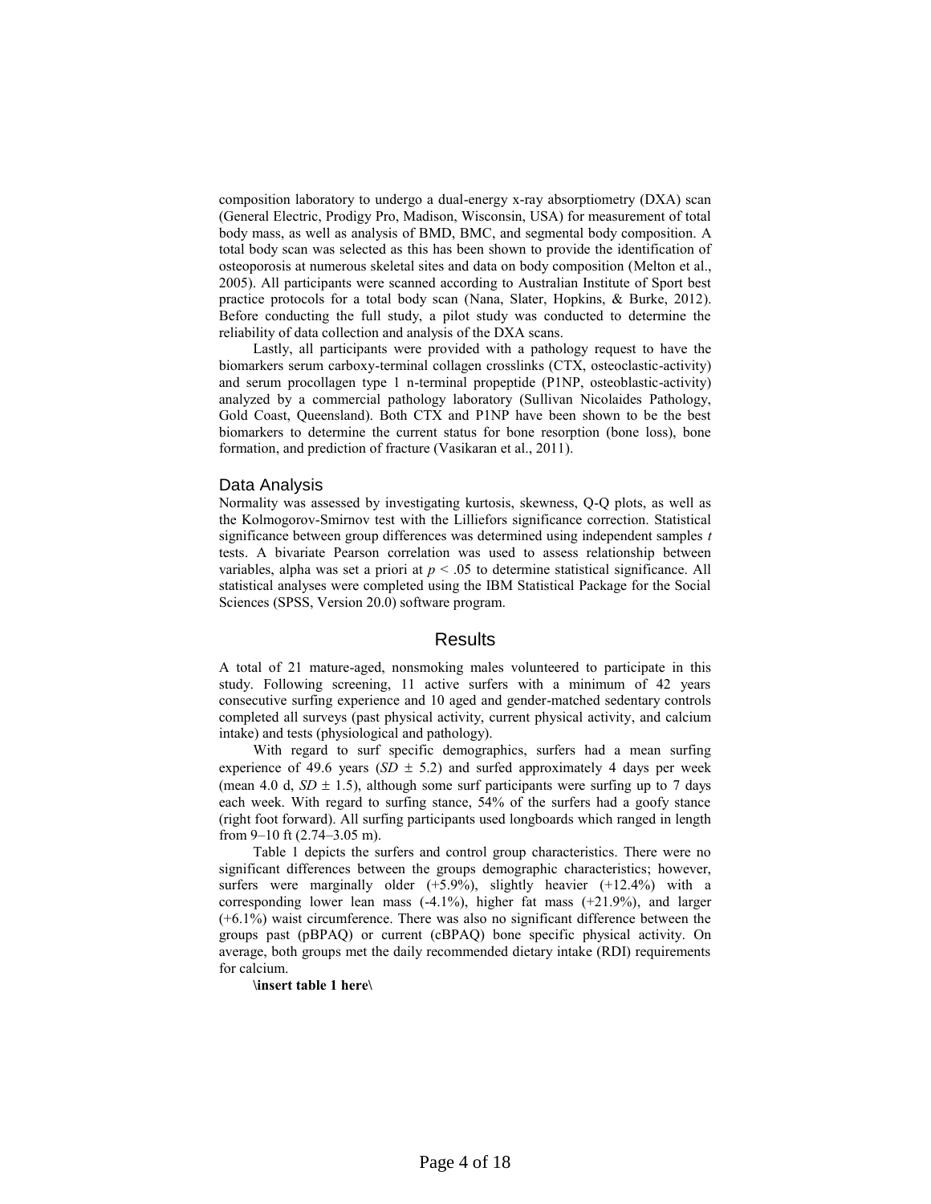composition laboratory to undergo a dual-energy x-ray absorptiometry (DXA) scan (General Electric, Prodigy Pro, Madison, Wisconsin, USA) for measurement of total body mass, as well as analysis of BMD, BMC, and segmental body composition. A total body scan was selected as this has been shown to provide the identification of osteoporosis at numerous skeletal sites and data on body composition (Melton et al., 2005). All participants were scanned according to Australian Institute of Sport best practice protocols for a total body scan (Nana, Slater, Hopkins, & Burke, 2012). Before conducting the full study, a pilot study was conducted to determine the reliability of data collection and analysis of the DXA scans.

Lastly, all participants were provided with a pathology request to have the biomarkers serum carboxy-terminal collagen crosslinks (CTX, osteoclastic-activity) and serum procollagen type 1 n-terminal propeptide (P1NP, osteoblastic-activity) analyzed by a commercial pathology laboratory (Sullivan Nicolaides Pathology, Gold Coast, Queensland). Both CTX and P1NP have been shown to be the best biomarkers to determine the current status for bone resorption (bone loss), bone formation, and prediction of fracture (Vasikaran et al., 2011).

### Data Analysis

Normality was assessed by investigating kurtosis, skewness, Q-Q plots, as well as the Kolmogorov-Smirnov test with the Lilliefors significance correction. Statistical significance between group differences was determined using independent samples *t* tests. A bivariate Pearson correlation was used to assess relationship between variables, alpha was set a priori at $p < .05$ to determine statistical significance. All statistical analyses were completed using the IBM Statistical Package for the Social Sciences (SPSS, Version 20.0) software program.

## Results

A total of 21 mature-aged, nonsmoking males volunteered to participate in this study. Following screening, 11 active surfers with a minimum of 42 years consecutive surfing experience and 10 aged and gender-matched sedentary controls completed all surveys (past physical activity, current physical activity, and calcium intake) and tests (physiological and pathology).

With regard to surf specific demographics, surfers had a mean surfing experience of 49.6 years ($SD \pm 5.2$) and surfed approximately 4 days per week (mean 4.0 d, $SD \pm 1.5$), although some surf participants were surfing up to 7 days each week. With regard to surfing stance, 54% of the surfers had a goofy stance (right foot forward). All surfing participants used longboards which ranged in length from 9–10 ft (2.74–3.05 m).

Table 1 depicts the surfers and control group characteristics. There were no significant differences between the groups demographic characteristics; however, surfers were marginally older (+5.9%), slightly heavier (+12.4%) with a corresponding lower lean mass (-4.1%), higher fat mass (+21.9%), and larger (+6.1%) waist circumference. There was also no significant difference between the groups past (pBPAQ) or current (cBPAQ) bone specific physical activity. On average, both groups met the daily recommended dietary intake (RDI) requirements for calcium.

**\insert table 1 here\**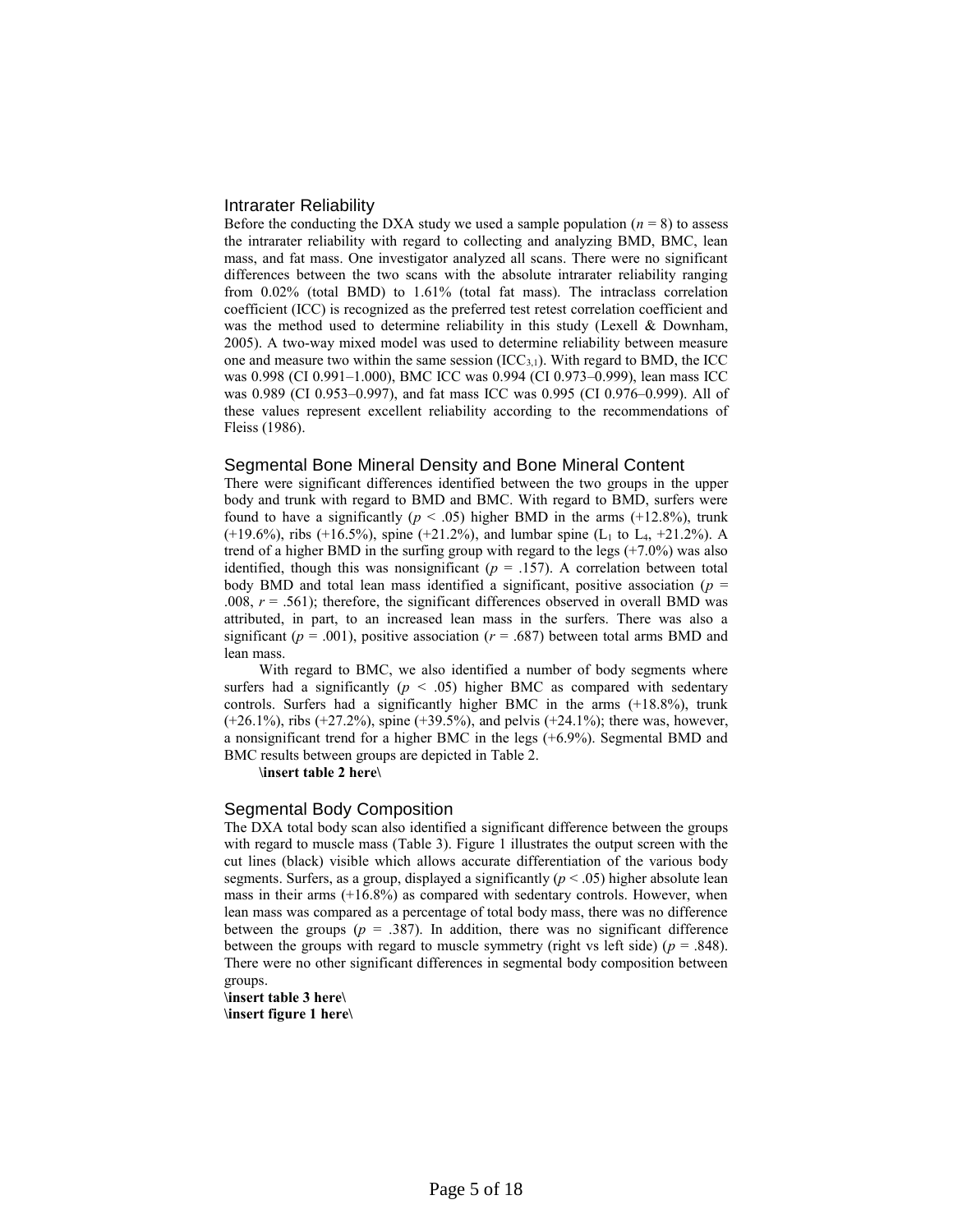## Intrarater Reliability

Before the conducting the DXA study we used a sample population ($n = 8$) to assess the intrarater reliability with regard to collecting and analyzing BMD, BMC, lean mass, and fat mass. One investigator analyzed all scans. There were no significant differences between the two scans with the absolute intrarater reliability ranging from 0.02% (total BMD) to 1.61% (total fat mass). The intraclass correlation coefficient (ICC) is recognized as the preferred test retest correlation coefficient and was the method used to determine reliability in this study (Lexell & Downham, 2005). A two-way mixed model was used to determine reliability between measure one and measure two within the same session ($ICC_{3,1}$). With regard to BMD, the ICC was 0.998 (CI 0.991–1.000), BMC ICC was 0.994 (CI 0.973–0.999), lean mass ICC was 0.989 (CI 0.953–0.997), and fat mass ICC was 0.995 (CI 0.976–0.999). All of these values represent excellent reliability according to the recommendations of Fleiss (1986).

## Segmental Bone Mineral Density and Bone Mineral Content

There were significant differences identified between the two groups in the upper body and trunk with regard to BMD and BMC. With regard to BMD, surfers were found to have a significantly ($p < .05$) higher BMD in the arms (+12.8%), trunk (+19.6%), ribs (+16.5%), spine (+21.2%), and lumbar spine ($L_1$ to $L_4$, +21.2%). A trend of a higher BMD in the surfing group with regard to the legs (+7.0%) was also identified, though this was nonsignificant ($p = .157$). A correlation between total body BMD and total lean mass identified a significant, positive association ($p = .008$, $r = .561$); therefore, the significant differences observed in overall BMD was attributed, in part, to an increased lean mass in the surfers. There was also a significant ($p = .001$), positive association ($r = .687$) between total arms BMD and lean mass.

With regard to BMC, we also identified a number of body segments where surfers had a significantly ($p < .05$) higher BMC as compared with sedentary controls. Surfers had a significantly higher BMC in the arms (+18.8%), trunk (+26.1%), ribs (+27.2%), spine (+39.5%), and pelvis (+24.1%); there was, however, a nonsignificant trend for a higher BMC in the legs (+6.9%). Segmental BMD and BMC results between groups are depicted in Table 2.

**\insert table 2 here\**

## Segmental Body Composition

The DXA total body scan also identified a significant difference between the groups with regard to muscle mass (Table 3). Figure 1 illustrates the output screen with the cut lines (black) visible which allows accurate differentiation of the various body segments. Surfers, as a group, displayed a significantly ($p < .05$) higher absolute lean mass in their arms (+16.8%) as compared with sedentary controls. However, when lean mass was compared as a percentage of total body mass, there was no difference between the groups ($p = .387$). In addition, there was no significant difference between the groups with regard to muscle symmetry (right vs left side) ($p = .848$). There were no other significant differences in segmental body composition between groups.

**\insert table 3 here\**
**\insert figure 1 here\**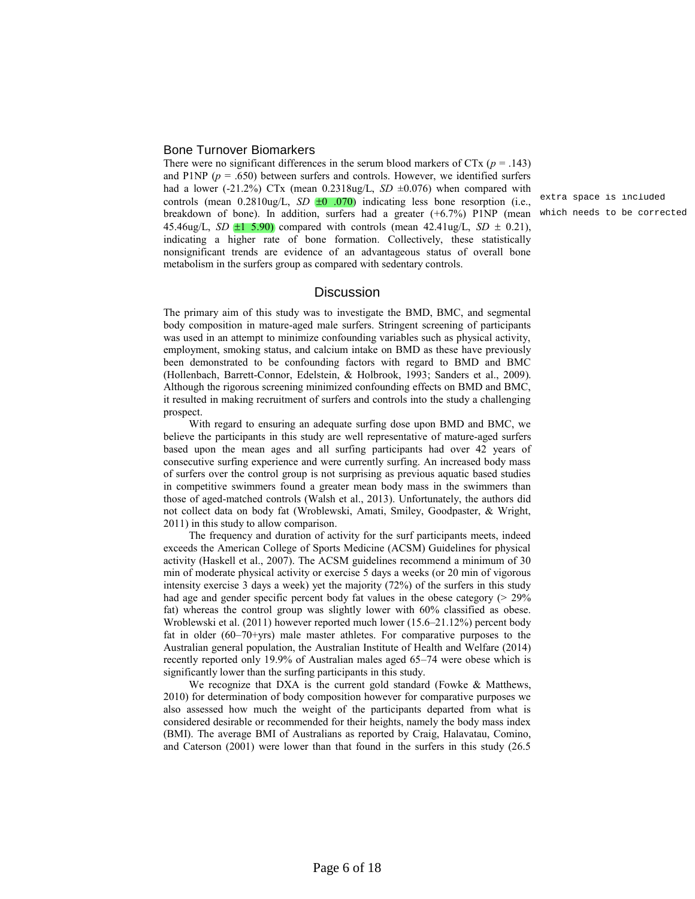## Bone Turnover Biomarkers

There were no significant differences in the serum blood markers of CTx ($p$ = .143) and P1NP ($p$ = .650) between surfers and controls. However, we identified surfers had a lower (-21.2%) CTx (mean 0.2318ug/L, $SD$ ±0.076) when compared with controls (mean 0.2810ug/L, $SD$ ±0 .070) indicating less bone resorption (i.e., breakdown of bone). In addition, surfers had a greater (+6.7%) P1NP (mean 45.46ug/L, $SD$ ±1 5.90) compared with controls (mean 42.41ug/L, $SD$ ± 0.21), indicating a higher rate of bone formation. Collectively, these statistically nonsignificant trends are evidence of an advantageous status of overall bone metabolism in the surfers group as compared with sedentary controls.

extra space is included which needs to be corrected

## Discussion

The primary aim of this study was to investigate the BMD, BMC, and segmental body composition in mature-aged male surfers. Stringent screening of participants was used in an attempt to minimize confounding variables such as physical activity, employment, smoking status, and calcium intake on BMD as these have previously been demonstrated to be confounding factors with regard to BMD and BMC (Hollenbach, Barrett-Connor, Edelstein, & Holbrook, 1993; Sanders et al., 2009). Although the rigorous screening minimized confounding effects on BMD and BMC, it resulted in making recruitment of surfers and controls into the study a challenging prospect.

With regard to ensuring an adequate surfing dose upon BMD and BMC, we believe the participants in this study are well representative of mature-aged surfers based upon the mean ages and all surfing participants had over 42 years of consecutive surfing experience and were currently surfing. An increased body mass of surfers over the control group is not surprising as previous aquatic based studies in competitive swimmers found a greater mean body mass in the swimmers than those of aged-matched controls (Walsh et al., 2013). Unfortunately, the authors did not collect data on body fat (Wroblewski, Amati, Smiley, Goodpaster, & Wright, 2011) in this study to allow comparison.

The frequency and duration of activity for the surf participants meets, indeed exceeds the American College of Sports Medicine (ACSM) Guidelines for physical activity (Haskell et al., 2007). The ACSM guidelines recommend a minimum of 30 min of moderate physical activity or exercise 5 days a weeks (or 20 min of vigorous intensity exercise 3 days a week) yet the majority (72%) of the surfers in this study had age and gender specific percent body fat values in the obese category (> 29% fat) whereas the control group was slightly lower with 60% classified as obese. Wroblewski et al. (2011) however reported much lower (15.6–21.12%) percent body fat in older (60–70+yrs) male master athletes. For comparative purposes to the Australian general population, the Australian Institute of Health and Welfare (2014) recently reported only 19.9% of Australian males aged 65–74 were obese which is significantly lower than the surfing participants in this study.

We recognize that DXA is the current gold standard (Fowke & Matthews, 2010) for determination of body composition however for comparative purposes we also assessed how much the weight of the participants departed from what is considered desirable or recommended for their heights, namely the body mass index (BMI). The average BMI of Australians as reported by Craig, Halavatau, Comino, and Caterson (2001) were lower than that found in the surfers in this study (26.5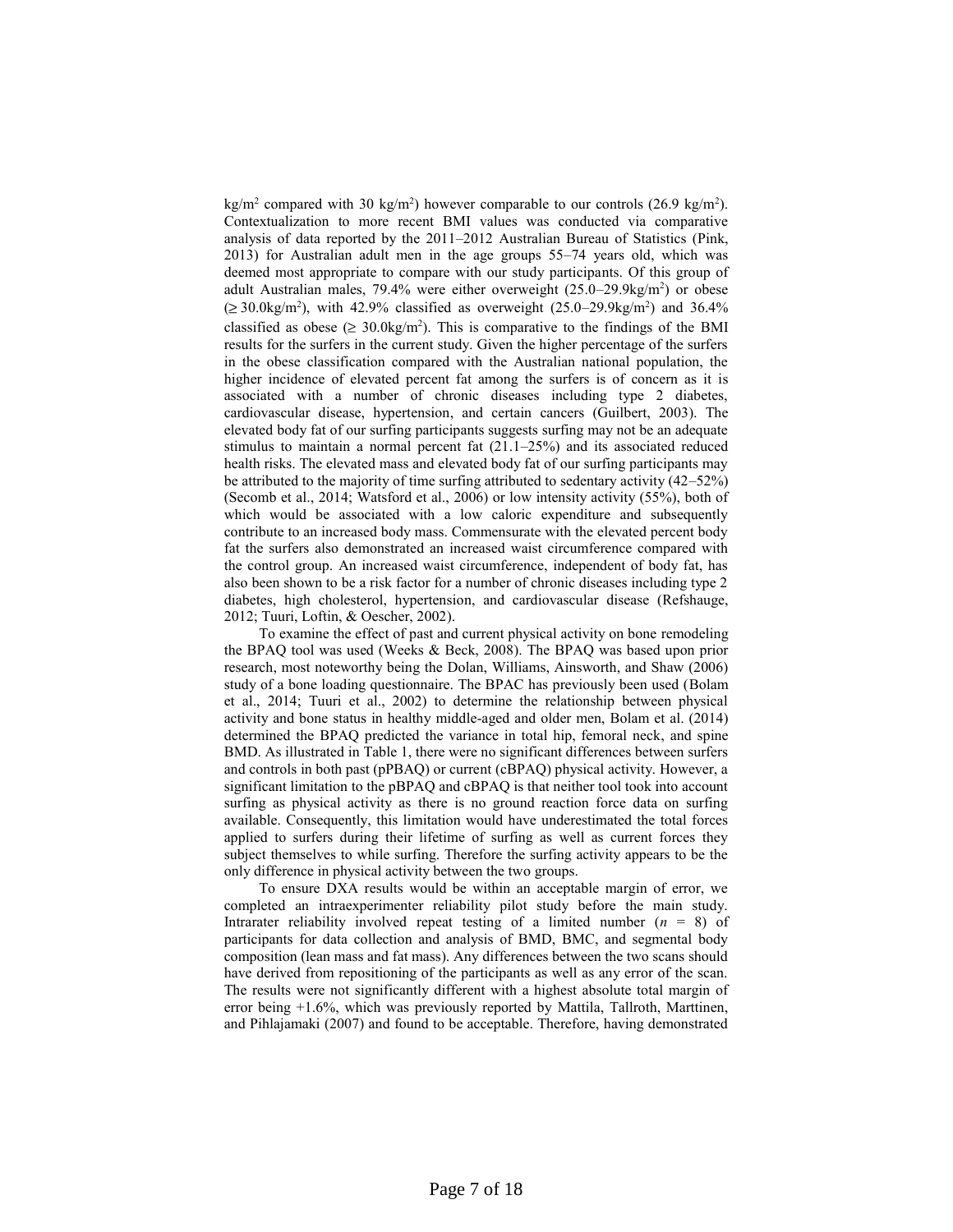kg/m$^2$ compared with 30 kg/m$^2$) however comparable to our controls (26.9 kg/m$^2$). Contextualization to more recent BMI values was conducted via comparative analysis of data reported by the 2011–2012 Australian Bureau of Statistics (Pink, 2013) for Australian adult men in the age groups 55–74 years old, which was deemed most appropriate to compare with our study participants. Of this group of adult Australian males, 79.4% were either overweight (25.0–29.9kg/m$^2$) or obese ($\geq$ 30.0kg/m$^2$), with 42.9% classified as overweight (25.0–29.9kg/m$^2$) and 36.4% classified as obese ($\geq$ 30.0kg/m$^2$). This is comparative to the findings of the BMI results for the surfers in the current study. Given the higher percentage of the surfers in the obese classification compared with the Australian national population, the higher incidence of elevated percent fat among the surfers is of concern as it is associated with a number of chronic diseases including type 2 diabetes, cardiovascular disease, hypertension, and certain cancers (Guilbert, 2003). The elevated body fat of our surfing participants suggests surfing may not be an adequate stimulus to maintain a normal percent fat (21.1–25%) and its associated reduced health risks. The elevated mass and elevated body fat of our surfing participants may be attributed to the majority of time surfing attributed to sedentary activity (42–52%) (Secomb et al., 2014; Watsford et al., 2006) or low intensity activity (55%), both of which would be associated with a low caloric expenditure and subsequently contribute to an increased body mass. Commensurate with the elevated percent body fat the surfers also demonstrated an increased waist circumference compared with the control group. An increased waist circumference, independent of body fat, has also been shown to be a risk factor for a number of chronic diseases including type 2 diabetes, high cholesterol, hypertension, and cardiovascular disease (Refshauge, 2012; Tuuri, Loftin, & Oescher, 2002).

To examine the effect of past and current physical activity on bone remodeling the BPAQ tool was used (Weeks & Beck, 2008). The BPAQ was based upon prior research, most noteworthy being the Dolan, Williams, Ainsworth, and Shaw (2006) study of a bone loading questionnaire. The BPAC has previously been used (Bolam et al., 2014; Tuuri et al., 2002) to determine the relationship between physical activity and bone status in healthy middle-aged and older men, Bolam et al. (2014) determined the BPAQ predicted the variance in total hip, femoral neck, and spine BMD. As illustrated in Table 1, there were no significant differences between surfers and controls in both past (pPBAQ) or current (cBPAQ) physical activity. However, a significant limitation to the pBPAQ and cBPAQ is that neither tool took into account surfing as physical activity as there is no ground reaction force data on surfing available. Consequently, this limitation would have underestimated the total forces applied to surfers during their lifetime of surfing as well as current forces they subject themselves to while surfing. Therefore the surfing activity appears to be the only difference in physical activity between the two groups.

To ensure DXA results would be within an acceptable margin of error, we completed an intraexperimenter reliability pilot study before the main study. Intrarater reliability involved repeat testing of a limited number ($n$ = 8) of participants for data collection and analysis of BMD, BMC, and segmental body composition (lean mass and fat mass). Any differences between the two scans should have derived from repositioning of the participants as well as any error of the scan. The results were not significantly different with a highest absolute total margin of error being +1.6%, which was previously reported by Mattila, Tallroth, Marttinen, and Pihlajamaki (2007) and found to be acceptable. Therefore, having demonstrated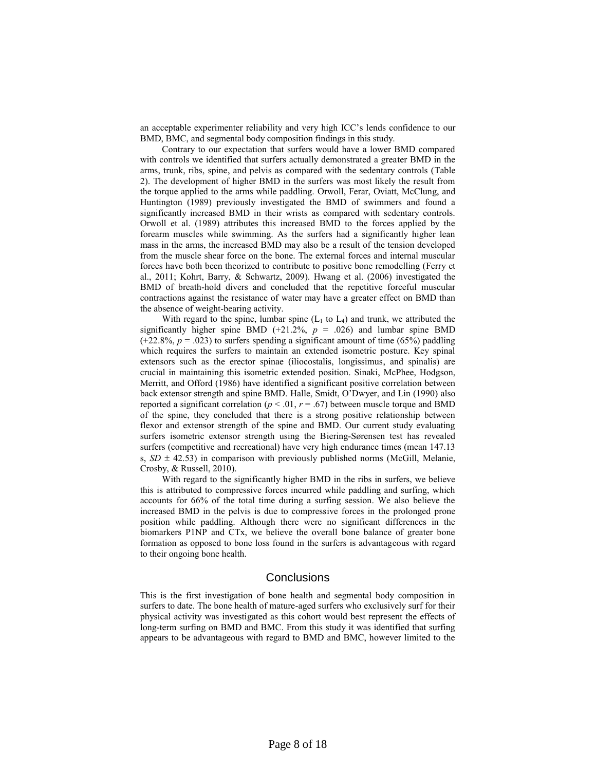an acceptable experimenter reliability and very high ICC's lends confidence to our BMD, BMC, and segmental body composition findings in this study.

Contrary to our expectation that surfers would have a lower BMD compared with controls we identified that surfers actually demonstrated a greater BMD in the arms, trunk, ribs, spine, and pelvis as compared with the sedentary controls (Table 2). The development of higher BMD in the surfers was most likely the result from the torque applied to the arms while paddling. Orwoll, Ferar, Oviatt, McClung, and Huntington (1989) previously investigated the BMD of swimmers and found a significantly increased BMD in their wrists as compared with sedentary controls. Orwoll et al. (1989) attributes this increased BMD to the forces applied by the forearm muscles while swimming. As the surfers had a significantly higher lean mass in the arms, the increased BMD may also be a result of the tension developed from the muscle shear force on the bone. The external forces and internal muscular forces have both been theorized to contribute to positive bone remodelling (Ferry et al., 2011; Kohrt, Barry, & Schwartz, 2009). Hwang et al. (2006) investigated the BMD of breath-hold divers and concluded that the repetitive forceful muscular contractions against the resistance of water may have a greater effect on BMD than the absence of weight-bearing activity.

With regard to the spine, lumbar spine ($L_1$ to $L_4$) and trunk, we attributed the significantly higher spine BMD (+21.2%, $p = .026$) and lumbar spine BMD (+22.8%, $p = .023$) to surfers spending a significant amount of time (65%) paddling which requires the surfers to maintain an extended isometric posture. Key spinal extensors such as the erector spinae (iliocostalis, longissimus, and spinalis) are crucial in maintaining this isometric extended position. Sinaki, McPhee, Hodgson, Merritt, and Offord (1986) have identified a significant positive correlation between back extensor strength and spine BMD. Halle, Smidt, O'Dwyer, and Lin (1990) also reported a significant correlation ($p < .01$, $r = .67$) between muscle torque and BMD of the spine, they concluded that there is a strong positive relationship between flexor and extensor strength of the spine and BMD. Our current study evaluating surfers isometric extensor strength using the Biering-Sørensen test has revealed surfers (competitive and recreational) have very high endurance times (mean 147.13 s, $SD \pm 42.53$) in comparison with previously published norms (McGill, Melanie, Crosby, & Russell, 2010).

With regard to the significantly higher BMD in the ribs in surfers, we believe this is attributed to compressive forces incurred while paddling and surfing, which accounts for 66% of the total time during a surfing session. We also believe the increased BMD in the pelvis is due to compressive forces in the prolonged prone position while paddling. Although there were no significant differences in the biomarkers P1NP and CTx, we believe the overall bone balance of greater bone formation as opposed to bone loss found in the surfers is advantageous with regard to their ongoing bone health.

## Conclusions

This is the first investigation of bone health and segmental body composition in surfers to date. The bone health of mature-aged surfers who exclusively surf for their physical activity was investigated as this cohort would best represent the effects of long-term surfing on BMD and BMC. From this study it was identified that surfing appears to be advantageous with regard to BMD and BMC, however limited to the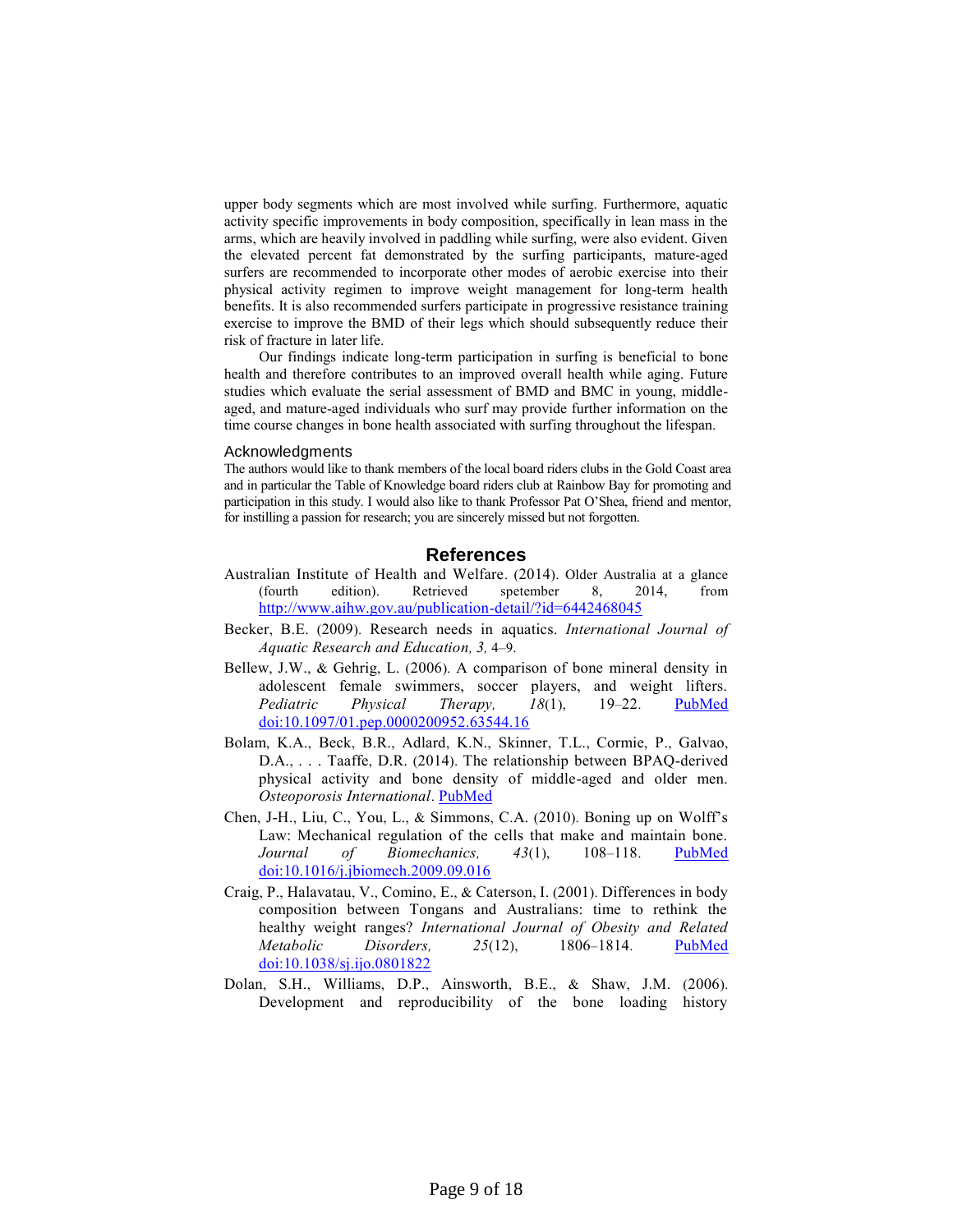upper body segments which are most involved while surfing. Furthermore, aquatic activity specific improvements in body composition, specifically in lean mass in the arms, which are heavily involved in paddling while surfing, were also evident. Given the elevated percent fat demonstrated by the surfing participants, mature-aged surfers are recommended to incorporate other modes of aerobic exercise into their physical activity regimen to improve weight management for long-term health benefits. It is also recommended surfers participate in progressive resistance training exercise to improve the BMD of their legs which should subsequently reduce their risk of fracture in later life.

Our findings indicate long-term participation in surfing is beneficial to bone health and therefore contributes to an improved overall health while aging. Future studies which evaluate the serial assessment of BMD and BMC in young, middle-aged, and mature-aged individuals who surf may provide further information on the time course changes in bone health associated with surfing throughout the lifespan.

### Acknowledgments

The authors would like to thank members of the local board riders clubs in the Gold Coast area and in particular the Table of Knowledge board riders club at Rainbow Bay for promoting and participation in this study. I would also like to thank Professor Pat O'Shea, friend and mentor, for instilling a passion for research; you are sincerely missed but not forgotten.

## References

Australian Institute of Health and Welfare. (2014). Older Australia at a glance (fourth edition). Retrieved spetember 8, 2014, from http://www.aihw.gov.au/publication-detail/?id=6442468045

Becker, B.E. (2009). Research needs in aquatics. *International Journal of Aquatic Research and Education, 3,* 4–9.

Bellew, J.W., & Gehrig, L. (2006). A comparison of bone mineral density in adolescent female swimmers, soccer players, and weight lifters. *Pediatric Physical Therapy, 18*(1), 19–22. PubMed doi:10.1097/01.pep.0000200952.63544.16

Bolam, K.A., Beck, B.R., Adlard, K.N., Skinner, T.L., Cormie, P., Galvao, D.A., . . . Taaffe, D.R. (2014). The relationship between BPAQ-derived physical activity and bone density of middle-aged and older men. *Osteoporosis International*. PubMed

Chen, J-H., Liu, C., You, L., & Simmons, C.A. (2010). Boning up on Wolff's Law: Mechanical regulation of the cells that make and maintain bone. *Journal of Biomechanics, 43*(1), 108–118. PubMed doi:10.1016/j.jbiomech.2009.09.016

Craig, P., Halavatau, V., Comino, E., & Caterson, I. (2001). Differences in body composition between Tongans and Australians: time to rethink the healthy weight ranges? *International Journal of Obesity and Related Metabolic Disorders, 25*(12), 1806–1814. PubMed doi:10.1038/sj.ijo.0801822

Dolan, S.H., Williams, D.P., Ainsworth, B.E., & Shaw, J.M. (2006). Development and reproducibility of the bone loading history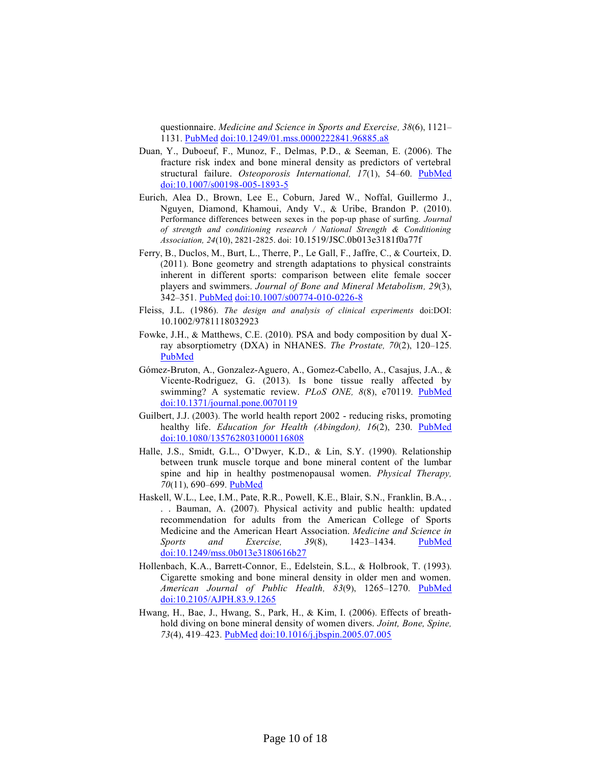questionnaire. *Medicine and Science in Sports and Exercise, 38*(6), 1121–1131. PubMed doi:10.1249/01.mss.0000222841.96885.a8

Duan, Y., Duboeuf, F., Munoz, F., Delmas, P.D., & Seeman, E. (2006). The fracture risk index and bone mineral density as predictors of vertebral structural failure. *Osteoporosis International, 17*(1), 54–60. PubMed doi:10.1007/s00198-005-1893-5

Eurich, Alea D., Brown, Lee E., Coburn, Jared W., Noffal, Guillermo J., Nguyen, Diamond, Khamoui, Andy V., & Uribe, Brandon P. (2010). Performance differences between sexes in the pop-up phase of surfing. *Journal of strength and conditioning research / National Strength & Conditioning Association, 24*(10), 2821-2825. doi: 10.1519/JSC.0b013e3181f0a77f

Ferry, B., Duclos, M., Burt, L., Therre, P., Le Gall, F., Jaffre, C., & Courteix, D. (2011). Bone geometry and strength adaptations to physical constraints inherent in different sports: comparison between elite female soccer players and swimmers. *Journal of Bone and Mineral Metabolism, 29*(3), 342–351. PubMed doi:10.1007/s00774-010-0226-8

Fleiss, J.L. (1986). *The design and analysis of clinical experiments* doi:DOI: 10.1002/9781118032923

Fowke, J.H., & Matthews, C.E. (2010). PSA and body composition by dual X-ray absorptiometry (DXA) in NHANES. *The Prostate, 70*(2), 120–125. PubMed

Gómez-Bruton, A., Gonzalez-Aguero, A., Gomez-Cabello, A., Casajus, J.A., & Vicente-Rodriguez, G. (2013). Is bone tissue really affected by swimming? A systematic review. *PLoS ONE, 8*(8), e70119. PubMed doi:10.1371/journal.pone.0070119

Guilbert, J.J. (2003). The world health report 2002 - reducing risks, promoting healthy life. *Education for Health (Abingdon), 16*(2), 230. PubMed doi:10.1080/1357628031000116808

Halle, J.S., Smidt, G.L., O'Dwyer, K.D., & Lin, S.Y. (1990). Relationship between trunk muscle torque and bone mineral content of the lumbar spine and hip in healthy postmenopausal women. *Physical Therapy, 70*(11), 690–699. PubMed

Haskell, W.L., Lee, I.M., Pate, R.R., Powell, K.E., Blair, S.N., Franklin, B.A., . . . Bauman, A. (2007). Physical activity and public health: updated recommendation for adults from the American College of Sports Medicine and the American Heart Association. *Medicine and Science in Sports and Exercise, 39*(8), 1423–1434. PubMed doi:10.1249/mss.0b013e3180616b27

Hollenbach, K.A., Barrett-Connor, E., Edelstein, S.L., & Holbrook, T. (1993). Cigarette smoking and bone mineral density in older men and women. *American Journal of Public Health, 83*(9), 1265–1270. PubMed doi:10.2105/AJPH.83.9.1265

Hwang, H., Bae, J., Hwang, S., Park, H., & Kim, I. (2006). Effects of breath-hold diving on bone mineral density of women divers. *Joint, Bone, Spine, 73*(4), 419–423. PubMed doi:10.1016/j.jbspin.2005.07.005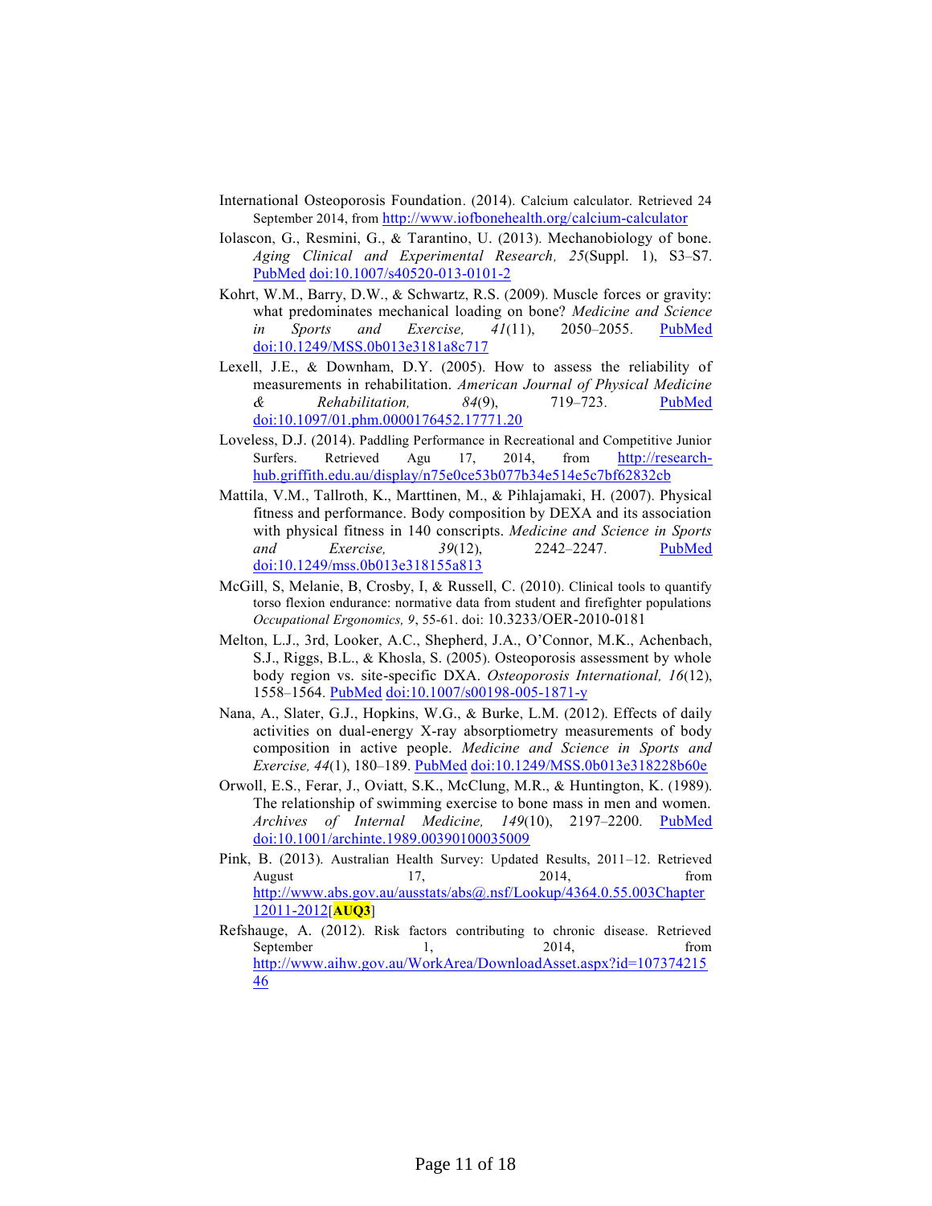International Osteoporosis Foundation. (2014). Calcium calculator. Retrieved 24 September 2014, from http://www.iofbonehealth.org/calcium-calculator

Iolascon, G., Resmini, G., & Tarantino, U. (2013). Mechanobiology of bone. *Aging Clinical and Experimental Research, 25*(Suppl. 1), S3–S7. PubMed doi:10.1007/s40520-013-0101-2

Kohrt, W.M., Barry, D.W., & Schwartz, R.S. (2009). Muscle forces or gravity: what predominates mechanical loading on bone? *Medicine and Science in Sports and Exercise, 41*(11), 2050–2055. PubMed doi:10.1249/MSS.0b013e3181a8c717

Lexell, J.E., & Downham, D.Y. (2005). How to assess the reliability of measurements in rehabilitation. *American Journal of Physical Medicine & Rehabilitation, 84*(9), 719–723. PubMed doi:10.1097/01.phm.0000176452.17771.20

Loveless, D.J. (2014). Paddling Performance in Recreational and Competitive Junior Surfers. Retrieved Agu 17, 2014, from http://research-hub.griffith.edu.au/display/n75e0ce53b077b34e514e5c7bf62832cb

Mattila, V.M., Tallroth, K., Marttinen, M., & Pihlajamaki, H. (2007). Physical fitness and performance. Body composition by DEXA and its association with physical fitness in 140 conscripts. *Medicine and Science in Sports and Exercise, 39*(12), 2242–2247. PubMed doi:10.1249/mss.0b013e318155a813

McGill, S, Melanie, B, Crosby, I, & Russell, C. (2010). Clinical tools to quantify torso flexion endurance: normative data from student and firefighter populations *Occupational Ergonomics, 9*, 55-61. doi: 10.3233/OER-2010-0181

Melton, L.J., 3rd, Looker, A.C., Shepherd, J.A., O'Connor, M.K., Achenbach, S.J., Riggs, B.L., & Khosla, S. (2005). Osteoporosis assessment by whole body region vs. site-specific DXA. *Osteoporosis International, 16*(12), 1558–1564. PubMed doi:10.1007/s00198-005-1871-y

Nana, A., Slater, G.J., Hopkins, W.G., & Burke, L.M. (2012). Effects of daily activities on dual-energy X-ray absorptiometry measurements of body composition in active people. *Medicine and Science in Sports and Exercise, 44*(1), 180–189. PubMed doi:10.1249/MSS.0b013e318228b60e

Orwoll, E.S., Ferar, J., Oviatt, S.K., McClung, M.R., & Huntington, K. (1989). The relationship of swimming exercise to bone mass in men and women. *Archives of Internal Medicine, 149*(10), 2197–2200. PubMed doi:10.1001/archinte.1989.00390100035009

Pink, B. (2013). Australian Health Survey: Updated Results, 2011–12. Retrieved August 17, 2014, from http://www.abs.gov.au/ausstats/abs@.nsf/Lookup/4364.0.55.003Chapter12011-2012[**AUQ3**]

Refshauge, A. (2012). Risk factors contributing to chronic disease. Retrieved September 1, 2014, from http://www.aihw.gov.au/WorkArea/DownloadAsset.aspx?id=10737421546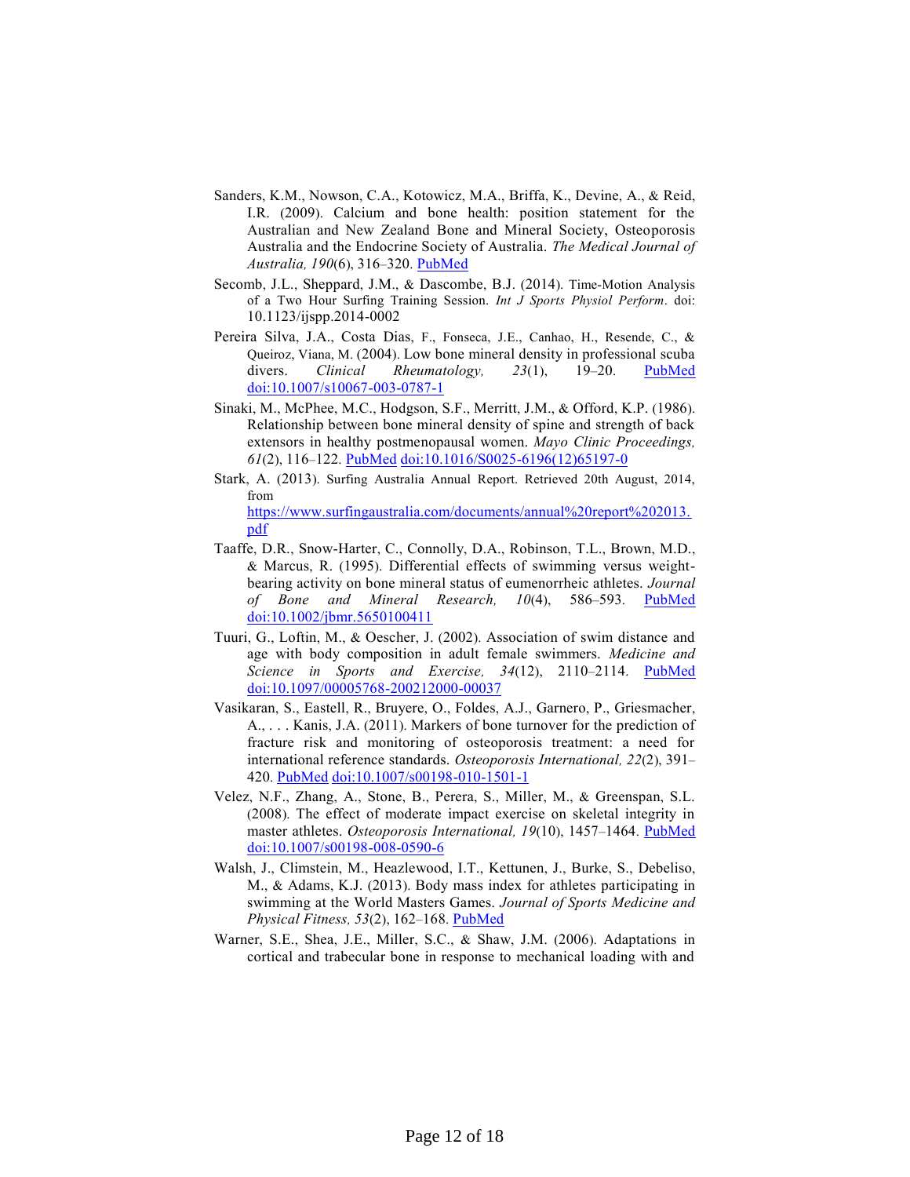Sanders, K.M., Nowson, C.A., Kotowicz, M.A., Briffa, K., Devine, A., & Reid, I.R. (2009). Calcium and bone health: position statement for the Australian and New Zealand Bone and Mineral Society, Osteoporosis Australia and the Endocrine Society of Australia. *The Medical Journal of Australia, 190*(6), 316–320. PubMed

Secomb, J.L., Sheppard, J.M., & Dascombe, B.J. (2014). Time-Motion Analysis of a Two Hour Surfing Training Session. *Int J Sports Physiol Perform*. doi: 10.1123/ijspp.2014-0002

Pereira Silva, J.A., Costa Dias, F., Fonseca, J.E., Canhao, H., Resende, C., & Queiroz, Viana, M. (2004). Low bone mineral density in professional scuba divers. *Clinical Rheumatology, 23*(1), 19–20. PubMed doi:10.1007/s10067-003-0787-1

Sinaki, M., McPhee, M.C., Hodgson, S.F., Merritt, J.M., & Offord, K.P. (1986). Relationship between bone mineral density of spine and strength of back extensors in healthy postmenopausal women. *Mayo Clinic Proceedings, 61*(2), 116–122. PubMed doi:10.1016/S0025-6196(12)65197-0

Stark, A. (2013). Surfing Australia Annual Report. Retrieved 20th August, 2014, from https://www.surfingaustralia.com/documents/annual%20report%202013.pdf

Taaffe, D.R., Snow-Harter, C., Connolly, D.A., Robinson, T.L., Brown, M.D., & Marcus, R. (1995). Differential effects of swimming versus weight-bearing activity on bone mineral status of eumenorrheic athletes. *Journal of Bone and Mineral Research, 10*(4), 586–593. PubMed doi:10.1002/jbmr.5650100411

Tuuri, G., Loftin, M., & Oescher, J. (2002). Association of swim distance and age with body composition in adult female swimmers. *Medicine and Science in Sports and Exercise, 34*(12), 2110–2114. PubMed doi:10.1097/00005768-200212000-00037

Vasikaran, S., Eastell, R., Bruyere, O., Foldes, A.J., Garnero, P., Griesmacher, A., . . . Kanis, J.A. (2011). Markers of bone turnover for the prediction of fracture risk and monitoring of osteoporosis treatment: a need for international reference standards. *Osteoporosis International, 22*(2), 391–420. PubMed doi:10.1007/s00198-010-1501-1

Velez, N.F., Zhang, A., Stone, B., Perera, S., Miller, M., & Greenspan, S.L. (2008). The effect of moderate impact exercise on skeletal integrity in master athletes. *Osteoporosis International, 19*(10), 1457–1464. PubMed doi:10.1007/s00198-008-0590-6

Walsh, J., Climstein, M., Heazlewood, I.T., Kettunen, J., Burke, S., Debeliso, M., & Adams, K.J. (2013). Body mass index for athletes participating in swimming at the World Masters Games. *Journal of Sports Medicine and Physical Fitness, 53*(2), 162–168. PubMed

Warner, S.E., Shea, J.E., Miller, S.C., & Shaw, J.M. (2006). Adaptations in cortical and trabecular bone in response to mechanical loading with and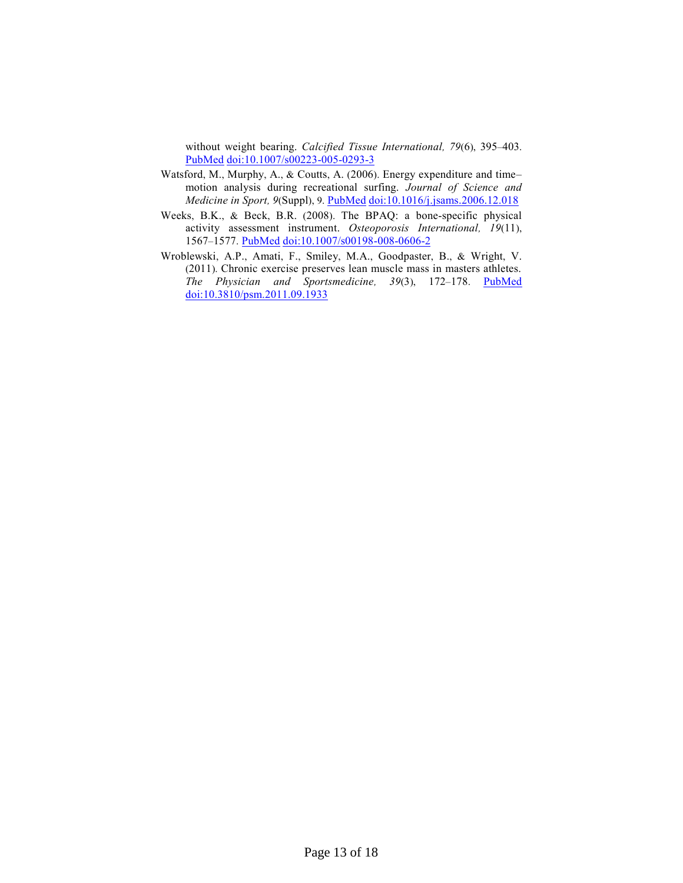without weight bearing. *Calcified Tissue International, 79*(6), 395–403. PubMed doi:10.1007/s00223-005-0293-3

Watsford, M., Murphy, A., & Coutts, A. (2006). Energy expenditure and time–motion analysis during recreational surfing. *Journal of Science and Medicine in Sport, 9*(Suppl), 9. PubMed doi:10.1016/j.jsams.2006.12.018

Weeks, B.K., & Beck, B.R. (2008). The BPAQ: a bone-specific physical activity assessment instrument. *Osteoporosis International, 19*(11), 1567–1577. PubMed doi:10.1007/s00198-008-0606-2

Wroblewski, A.P., Amati, F., Smiley, M.A., Goodpaster, B., & Wright, V. (2011). Chronic exercise preserves lean muscle mass in masters athletes. *The Physician and Sportsmedicine, 39*(3), 172–178. PubMed doi:10.3810/psm.2011.09.1933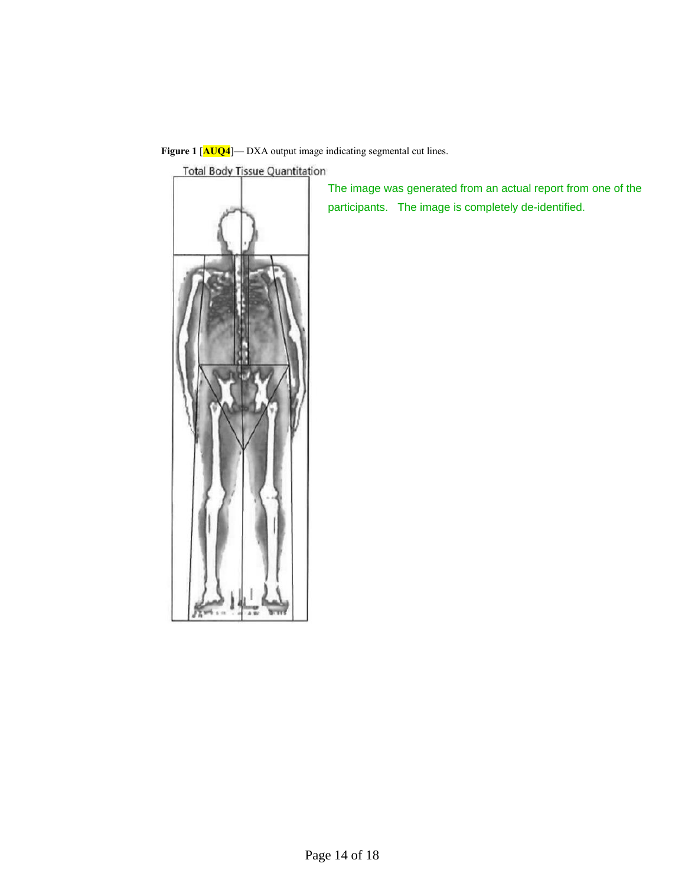**Figure 1** [AUQ4]— DXA output image indicating segmental cut lines.

Total Body Tissue Quantitation

The image was generated from an actual report from one of the participants. The image is completely de-identified.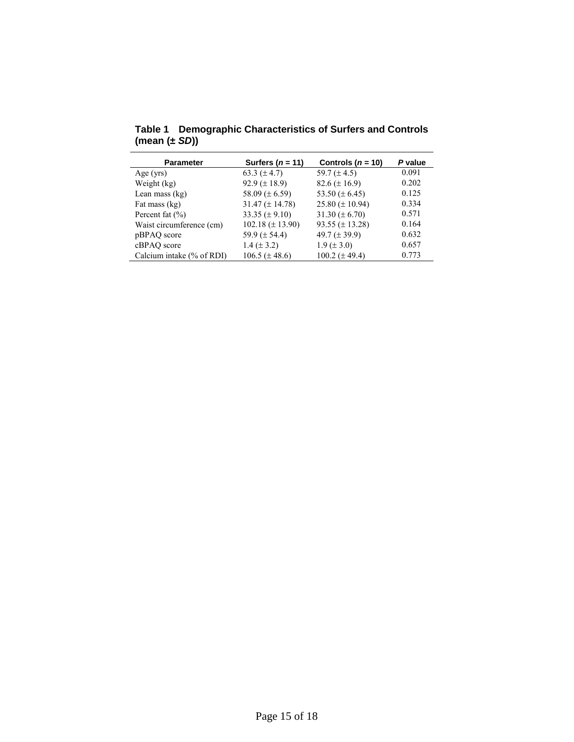**Table 1 Demographic Characteristics of Surfers and Controls (mean (± *SD*))**

| Parameter | Surfers (*n* = 11) | Controls (*n* = 10) | *P* value |
|---|---|---|---|
| Age (yrs) | 63.3 (± 4.7) | 59.7 (± 4.5) | 0.091 |
| Weight (kg) | 92.9 (± 18.9) | 82.6 (± 16.9) | 0.202 |
| Lean mass (kg) | 58.09 (± 6.59) | 53.50 (± 6.45) | 0.125 |
| Fat mass (kg) | 31.47 (± 14.78) | 25.80 (± 10.94) | 0.334 |
| Percent fat (%) | 33.35 (± 9.10) | 31.30 (± 6.70) | 0.571 |
| Waist circumference (cm) | 102.18 (± 13.90) | 93.55 (± 13.28) | 0.164 |
| pBPAQ score | 59.9 (± 54.4) | 49.7 (± 39.9) | 0.632 |
| cBPAQ score | 1.4 (± 3.2) | 1.9 (± 3.0) | 0.657 |
| Calcium intake (% of RDI) | 106.5 (± 48.6) | 100.2 (± 49.4) | 0.773 |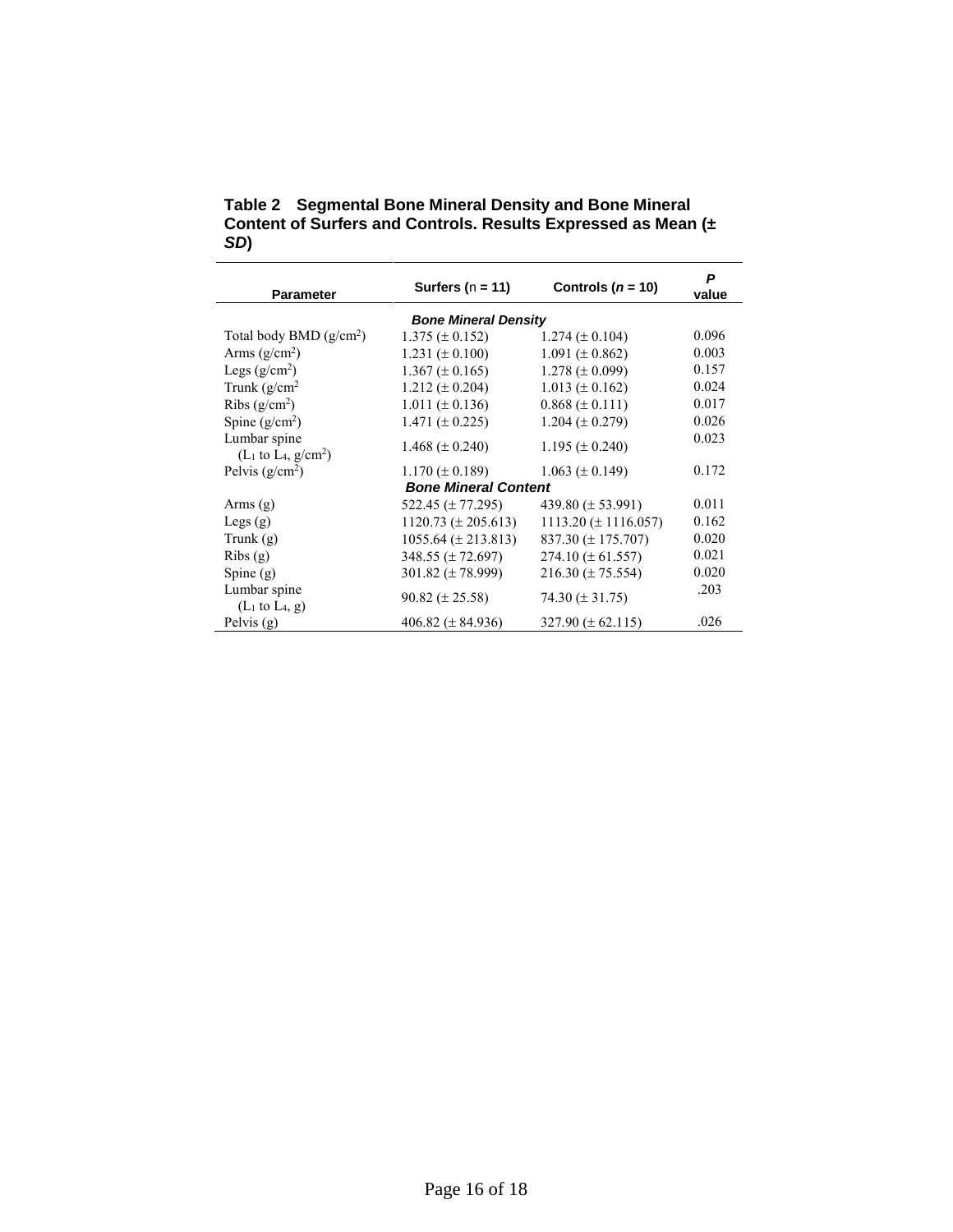**Table 2 Segmental Bone Mineral Density and Bone Mineral Content of Surfers and Controls. Results Expressed as Mean (± *SD*)**

| Parameter | Surfers (n = 11) | Controls (*n* = 10) | *P* value |
|---|---|---|---|
| | ***Bone Mineral Density*** | | |
| Total body BMD ($g/cm^2$) | 1.375 (± 0.152) | 1.274 (± 0.104) | 0.096 |
| Arms ($g/cm^2$) | 1.231 (± 0.100) | 1.091 (± 0.862) | 0.003 |
| Legs ($g/cm^2$) | 1.367 (± 0.165) | 1.278 (± 0.099) | 0.157 |
| Trunk ($g/cm^2$ | 1.212 (± 0.204) | 1.013 (± 0.162) | 0.024 |
| Ribs ($g/cm^2$) | 1.011 (± 0.136) | 0.868 (± 0.111) | 0.017 |
| Spine ($g/cm^2$) | 1.471 (± 0.225) | 1.204 (± 0.279) | 0.026 |
| Lumbar spine ($L_1$ to $L_4$, $g/cm^2$) | 1.468 (± 0.240) | 1.195 (± 0.240) | 0.023 |
| Pelvis ($g/cm^2$) | 1.170 (± 0.189) | 1.063 (± 0.149) | 0.172 |
| | ***Bone Mineral Content*** | | |
| Arms (g) | 522.45 (± 77.295) | 439.80 (± 53.991) | 0.011 |
| Legs (g) | 1120.73 (± 205.613) | 1113.20 (± 1116.057) | 0.162 |
| Trunk (g) | 1055.64 (± 213.813) | 837.30 (± 175.707) | 0.020 |
| Ribs (g) | 348.55 (± 72.697) | 274.10 (± 61.557) | 0.021 |
| Spine (g) | 301.82 (± 78.999) | 216.30 (± 75.554) | 0.020 |
| Lumbar spine ($L_1$ to $L_4$, g) | 90.82 (± 25.58) | 74.30 (± 31.75) | .203 |
| Pelvis (g) | 406.82 (± 84.936) | 327.90 (± 62.115) | .026 |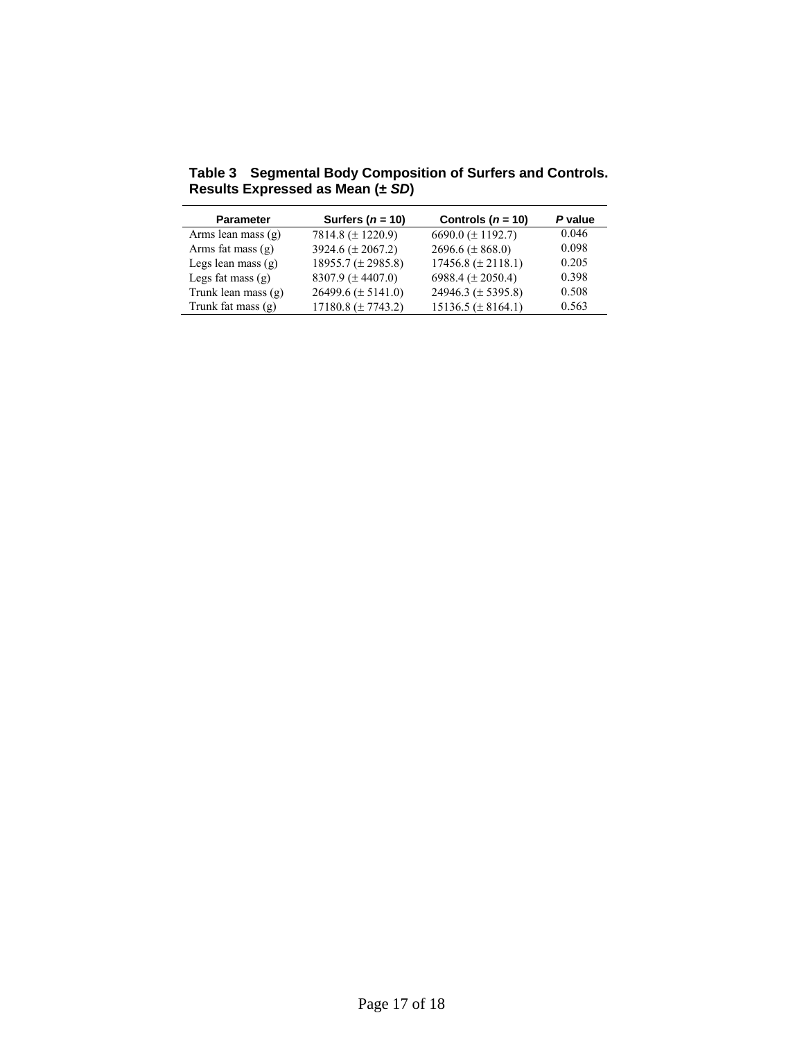**Table 3 Segmental Body Composition of Surfers and Controls. Results Expressed as Mean (± *SD*)**

| Parameter | Surfers (*n* = 10) | Controls (*n* = 10) | *P* value |
|---|---|---|---|
| Arms lean mass (g) | 7814.8 (± 1220.9) | 6690.0 (± 1192.7) | 0.046 |
| Arms fat mass (g) | 3924.6 (± 2067.2) | 2696.6 (± 868.0) | 0.098 |
| Legs lean mass (g) | 18955.7 (± 2985.8) | 17456.8 (± 2118.1) | 0.205 |
| Legs fat mass (g) | 8307.9 (± 4407.0) | 6988.4 (± 2050.4) | 0.398 |
| Trunk lean mass (g) | 26499.6 (± 5141.0) | 24946.3 (± 5395.8) | 0.508 |
| Trunk fat mass (g) | 17180.8 (± 7743.2) | 15136.5 (± 8164.1) | 0.563 |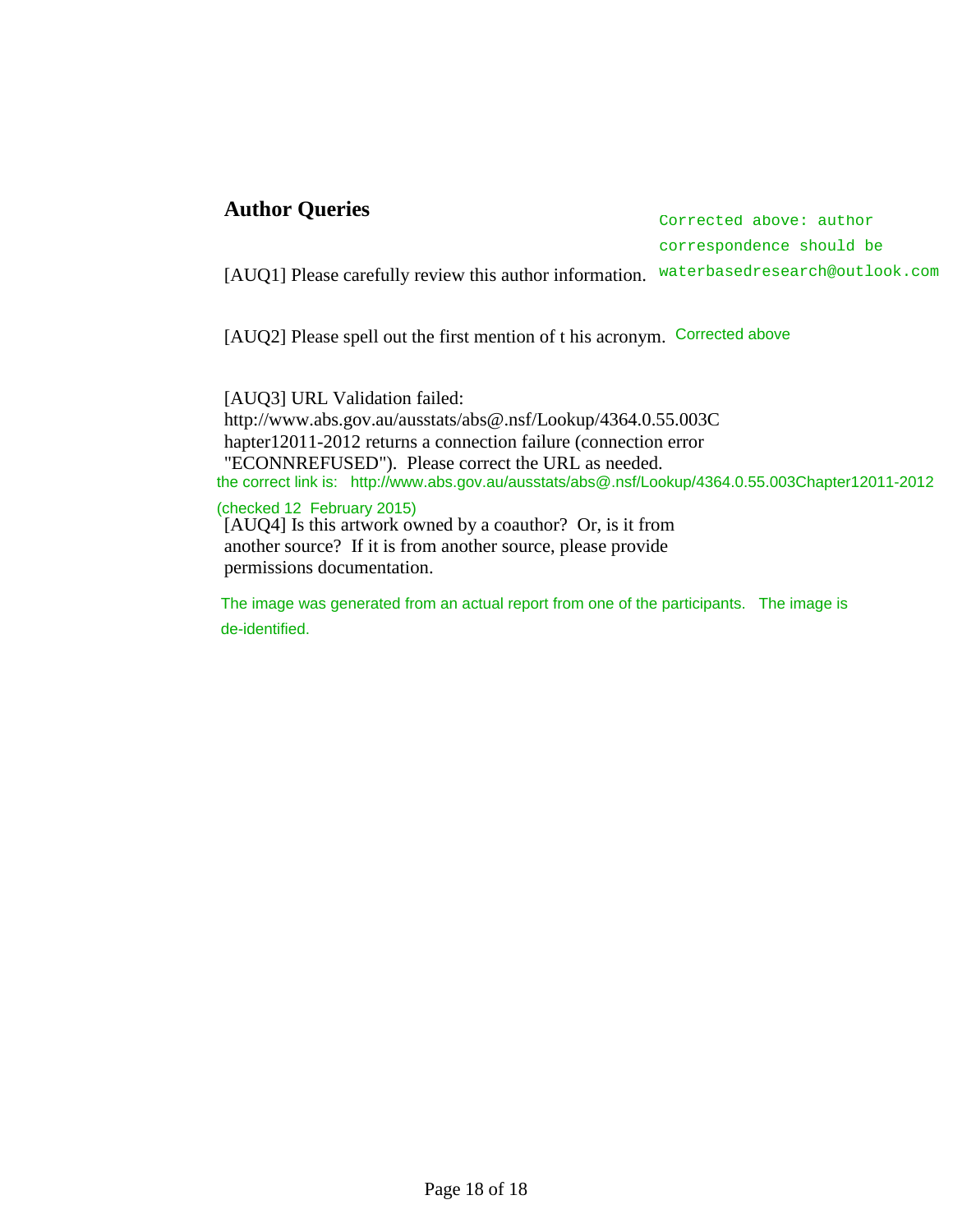## Author Queries

[AUQ1] Please carefully review this author information.

Corrected above: author correspondence should be waterbasedresearch@outlook.com

[AUQ2] Please spell out the first mention of t his acronym. Corrected above

[AUQ3] URL Validation failed: http://www.abs.gov.au/ausstats/abs@.nsf/Lookup/4364.0.55.003Chapter12011-2012 returns a connection failure (connection error "ECONNREFUSED"). Please correct the URL as needed.

the correct link is: http://www.abs.gov.au/ausstats/abs@.nsf/Lookup/4364.0.55.003Chapter12011-2012 (checked 12 February 2015)

[AUQ4] Is this artwork owned by a coauthor? Or, is it from another source? If it is from another source, please provide permissions documentation.

The image was generated from an actual report from one of the participants. The image is de-identified.